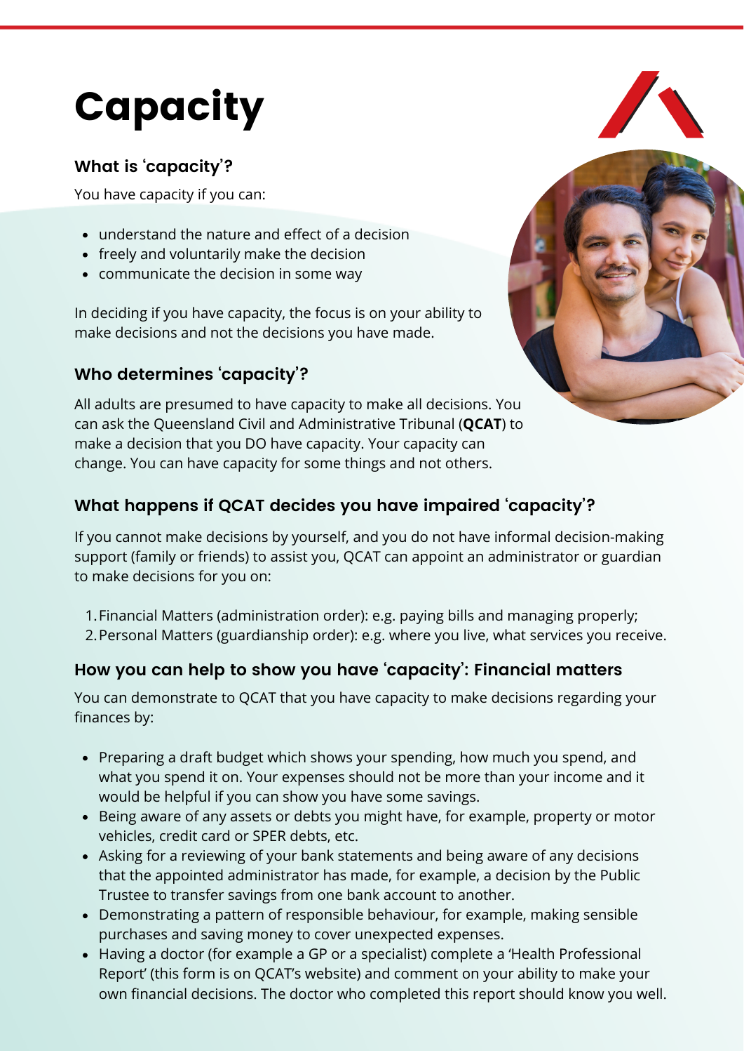# Capacity

## What is 'capacity'?

You have capacity if you can:

- understand the nature and effect of a decision
- freely and voluntarily make the decision
- communicate the decision in some way

In deciding if you have capacity, the focus is on your ability to make decisions and not the decisions you have made.

## Who determines 'capacity'?

All adults are presumed to have capacity to make all decisions. You can ask the Queensland Civil and Administrative Tribunal (**QCAT**) to make a decision that you DO have capacity. Your capacity can change. You can have capacity for some things and not others.

## What happens if QCAT decides you have impaired 'capacity'?

If you cannot make decisions by yourself, and you do not have informal decision-making support (family or friends) to assist you, QCAT can appoint an administrator or guardian to make decisions for you on:

1. Financial Matters (administration order): e.g. paying bills and managing properly;
2. Personal Matters (guardianship order): e.g. where you live, what services you receive.

## How you can help to show you have 'capacity': Financial matters

You can demonstrate to QCAT that you have capacity to make decisions regarding your finances by:

- Preparing a draft budget which shows your spending, how much you spend, and what you spend it on. Your expenses should not be more than your income and it would be helpful if you can show you have some savings.
- Being aware of any assets or debts you might have, for example, property or motor vehicles, credit card or SPER debts, etc.
- Asking for a reviewing of your bank statements and being aware of any decisions that the appointed administrator has made, for example, a decision by the Public Trustee to transfer savings from one bank account to another.
- Demonstrating a pattern of responsible behaviour, for example, making sensible purchases and saving money to cover unexpected expenses.
- Having a doctor (for example a GP or a specialist) complete a 'Health Professional Report' (this form is on QCAT's website) and comment on your ability to make your own financial decisions. The doctor who completed this report should know you well.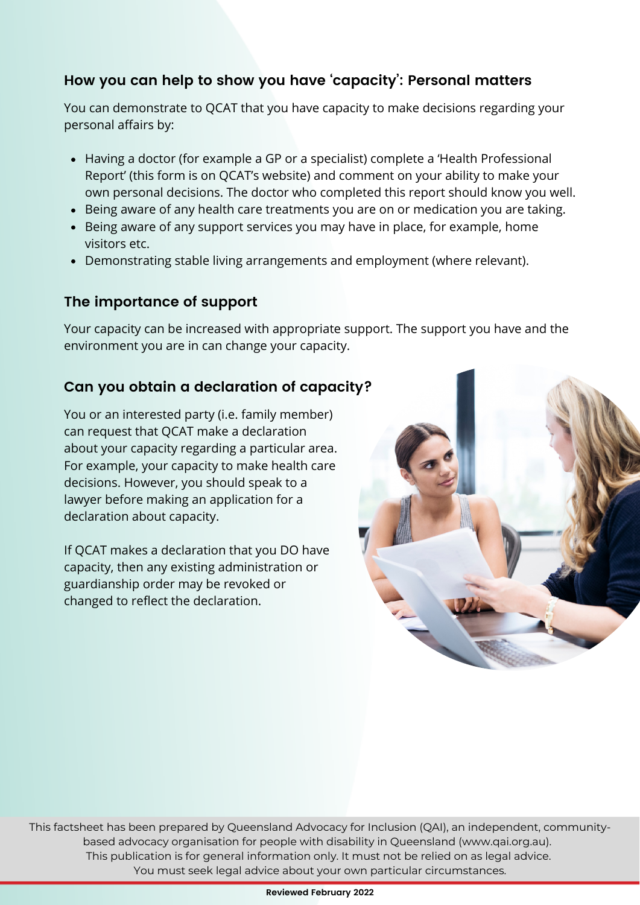## How you can help to show you have 'capacity': Personal matters

You can demonstrate to QCAT that you have capacity to make decisions regarding your personal affairs by:

- Having a doctor (for example a GP or a specialist) complete a 'Health Professional Report' (this form is on QCAT's website) and comment on your ability to make your own personal decisions. The doctor who completed this report should know you well.
- Being aware of any health care treatments you are on or medication you are taking.
- Being aware of any support services you may have in place, for example, home visitors etc.
- Demonstrating stable living arrangements and employment (where relevant).

## The importance of support

Your capacity can be increased with appropriate support. The support you have and the environment you are in can change your capacity.

## Can you obtain a declaration of capacity?

You or an interested party (i.e. family member) can request that QCAT make a declaration about your capacity regarding a particular area. For example, your capacity to make health care decisions. However, you should speak to a lawyer before making an application for a declaration about capacity.

If QCAT makes a declaration that you DO have capacity, then any existing administration or guardianship order may be revoked or changed to reflect the declaration.

This factsheet has been prepared by Queensland Advocacy for Inclusion (QAI), an independent, community-based advocacy organisation for people with disability in Queensland (www.qai.org.au). This publication is for general information only. It must not be relied on as legal advice. You must seek legal advice about your own particular circumstances.

**Reviewed February 2022**